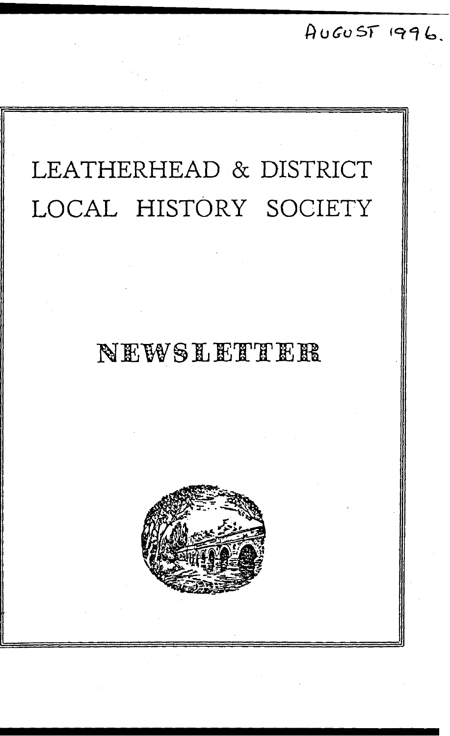AUGUST 1996.

# LEATHERHEAD & DISTRICT LOCAL HISTORY SOCIETY

## NEWSLETTER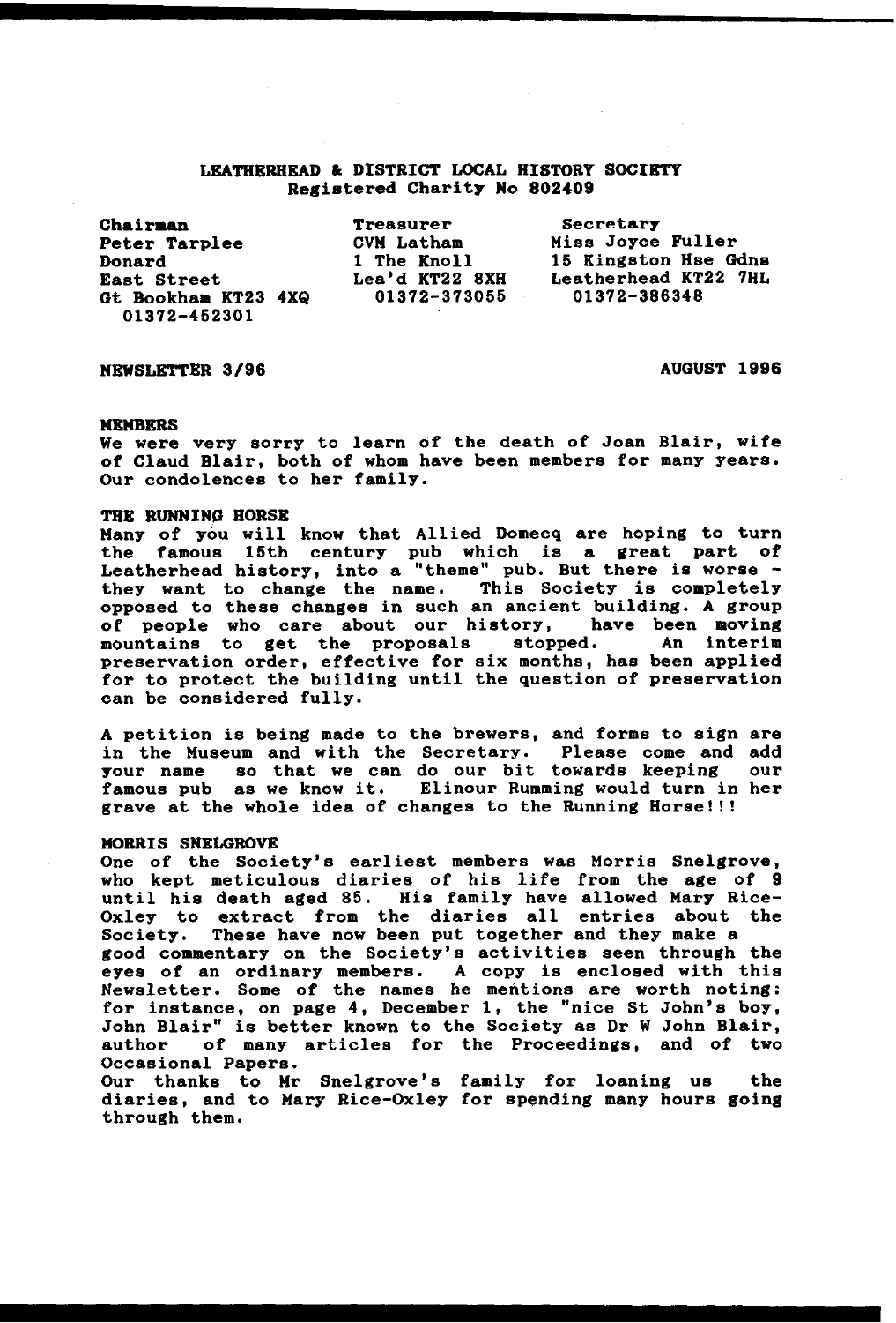# LEATHERHEAD & DISTRICT LOCAL HISTORY SOCIETY
## Registered Charity No 802409

| Chairman | Treasurer | Secretary |
| --- | --- | --- |
| Peter Tarplee | CVM Latham | Miss Joyce Fuller |
| Donard | 1 The Knoll | 15 Kingston Hse Gdns |
| East Street | Lea'd KT22 8XH | Leatherhead KT22 7HL |
| Gt Bookham KT23 4XQ | 01372-373055 | 01372-386348 |
| 01372-452301 | | |

**NEWSLETTER 3/96** **AUGUST 1996**

### MEMBERS

We were very sorry to learn of the death of Joan Blair, wife of Claud Blair, both of whom have been members for many years. Our condolences to her family.

### THE RUNNING HORSE

Many of you will know that Allied Domecq are hoping to turn the famous 15th century pub which is a great part of Leatherhead history, into a "theme" pub. But there is worse - they want to change the name. This Society is completely opposed to these changes in such an ancient building. A group of people who care about our history, have been moving mountains to get the proposals stopped. An interim preservation order, effective for six months, has been applied for to protect the building until the question of preservation can be considered fully.

A petition is being made to the brewers, and forms to sign are in the Museum and with the Secretary. Please come and add your name so that we can do our bit towards keeping our famous pub as we know it. Elinour Rumming would turn in her grave at the whole idea of changes to the Running Horse!!!

### MORRIS SNELGROVE

One of the Society's earliest members was Morris Snelgrove, who kept meticulous diaries of his life from the age of 9 until his death aged 85. His family have allowed Mary Rice-Oxley to extract from the diaries all entries about the Society. These have now been put together and they make a good commentary on the Society's activities seen through the eyes of an ordinary members. A copy is enclosed with this Newsletter. Some of the names he mentions are worth noting: for instance, on page 4, December 1, the "nice St John's boy, John Blair" is better known to the Society as Dr W John Blair, author of many articles for the Proceedings, and of two Occasional Papers.

Our thanks to Mr Snelgrove's family for loaning us the diaries, and to Mary Rice-Oxley for spending many hours going through them.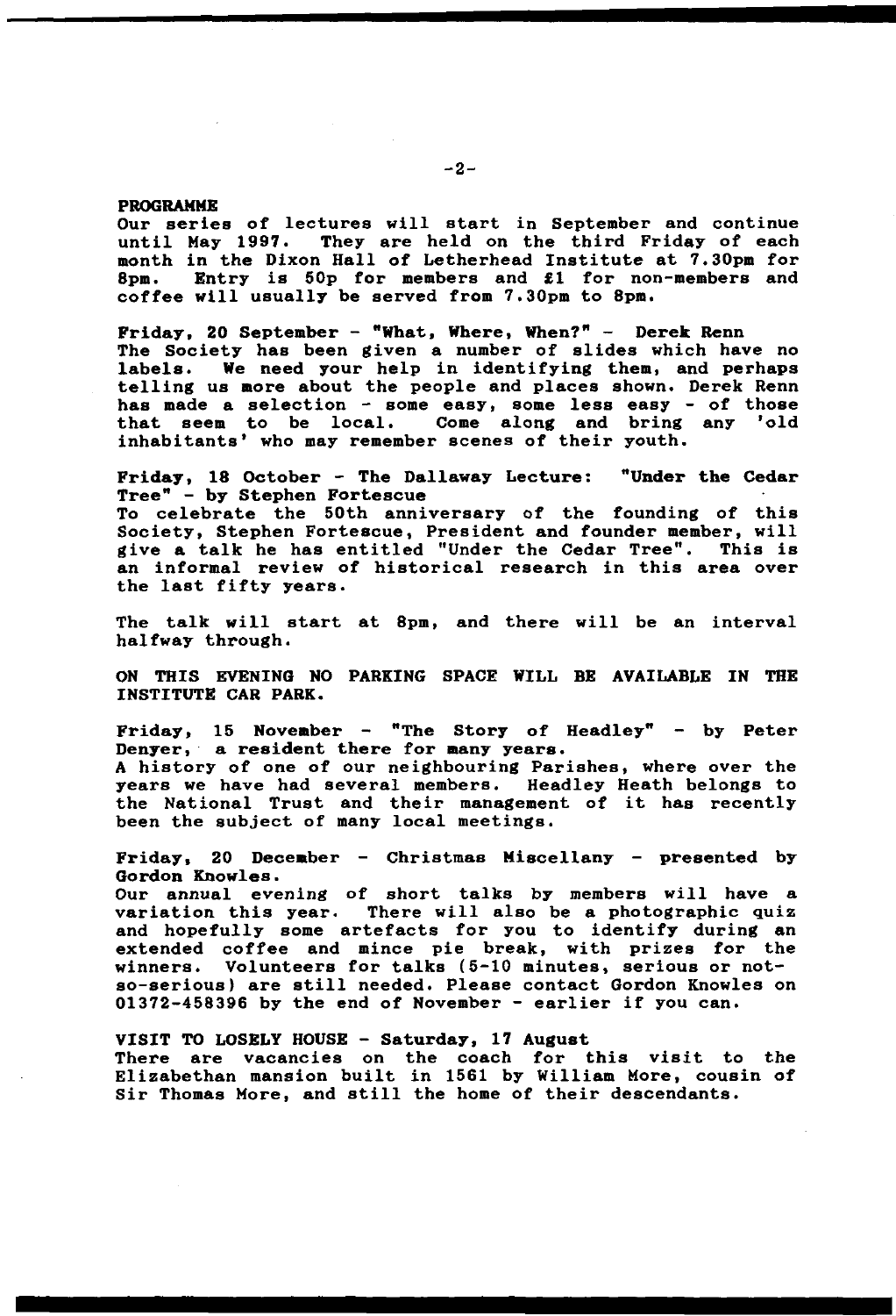## PROGRAMME

Our series of lectures will start in September and continue until May 1997. They are held on the third Friday of each month in the Dixon Hall of Letherhead Institute at 7.30pm for 8pm. Entry is 50p for members and £1 for non-members and coffee will usually be served from 7.30pm to 8pm.

**Friday, 20 September - "What, Where, When?" - Derek Renn**

The Society has been given a number of slides which have no labels. We need your help in identifying them, and perhaps telling us more about the people and places shown. Derek Renn has made a selection - some easy, some less easy - of those that seem to be local. Come along and bring any 'old inhabitants' who may remember scenes of their youth.

**Friday, 18 October - The Dallaway Lecture: "Under the Cedar Tree" - by Stephen Fortescue**

To celebrate the 50th anniversary of the founding of this Society, Stephen Fortescue, President and founder member, will give a talk he has entitled "Under the Cedar Tree". This is an informal review of historical research in this area over the last fifty years.

The talk will start at 8pm, and there will be an interval halfway through.

ON THIS EVENING NO PARKING SPACE WILL BE AVAILABLE IN THE INSTITUTE CAR PARK.

**Friday, 15 November - "The Story of Headley" - by Peter Denyer,** a resident there for many years.

A history of one of our neighbouring Parishes, where over the years we have had several members. Headley Heath belongs to the National Trust and their management of it has recently been the subject of many local meetings.

**Friday, 20 December - Christmas Miscellany - presented by Gordon Knowles.**

Our annual evening of short talks by members will have a variation this year. There will also be a photographic quiz and hopefully some artefacts for you to identify during an extended coffee and mince pie break, with prizes for the winners. Volunteers for talks (5-10 minutes, serious or not-so-serious) are still needed. Please contact Gordon Knowles on 01372-458396 by the end of November - earlier if you can.

**VISIT TO LOSELY HOUSE - Saturday, 17 August**

There are vacancies on the coach for this visit to the Elizabethan mansion built in 1561 by William More, cousin of Sir Thomas More, and still the home of their descendants.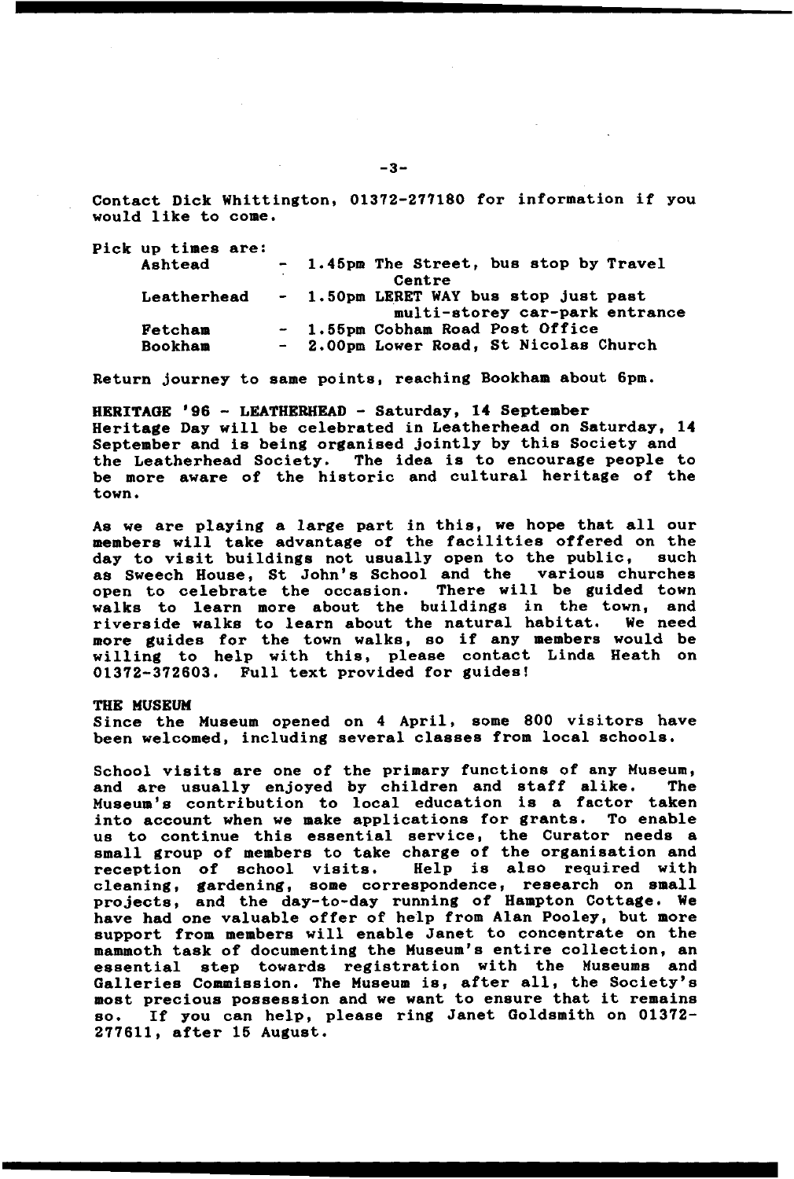Contact Dick Whittington, 01372-277180 for information if you would like to come.

Pick up times are:

| | | |
|---|---|---|
| Ashtead | - | 1.45pm The Street, bus stop by Travel Centre |
| Leatherhead | - | 1.50pm LERET WAY bus stop just past multi-storey car-park entrance |
| Fetcham | - | 1.55pm Cobham Road Post Office |
| Bookham | - | 2.00pm Lower Road, St Nicolas Church |

Return journey to same points, reaching Bookham about 6pm.

**HERITAGE '96 - LEATHERHEAD - Saturday, 14 September**
Heritage Day will be celebrated in Leatherhead on Saturday, 14 September and is being organised jointly by this Society and the Leatherhead Society. The idea is to encourage people to be more aware of the historic and cultural heritage of the town.

As we are playing a large part in this, we hope that all our members will take advantage of the facilities offered on the day to visit buildings not usually open to the public, such as Sweech House, St John's School and the various churches open to celebrate the occasion. There will be guided town walks to learn more about the buildings in the town, and riverside walks to learn about the natural habitat. We need more guides for the town walks, so if any members would be willing to help with this, please contact Linda Heath on 01372-372603. Full text provided for guides!

**THE MUSEUM**
Since the Museum opened on 4 April, some 800 visitors have been welcomed, including several classes from local schools.

School visits are one of the primary functions of any Museum, and are usually enjoyed by children and staff alike. The Museum's contribution to local education is a factor taken into account when we make applications for grants. To enable us to continue this essential service, the Curator needs a small group of members to take charge of the organisation and reception of school visits. Help is also required with cleaning, gardening, some correspondence, research on small projects, and the day-to-day running of Hampton Cottage. We have had one valuable offer of help from Alan Pooley, but more support from members will enable Janet to concentrate on the mammoth task of documenting the Museum's entire collection, an essential step towards registration with the Museums and Galleries Commission. The Museum is, after all, the Society's most precious possession and we want to ensure that it remains so. If you can help, please ring Janet Goldsmith on 01372-277611, after 15 August.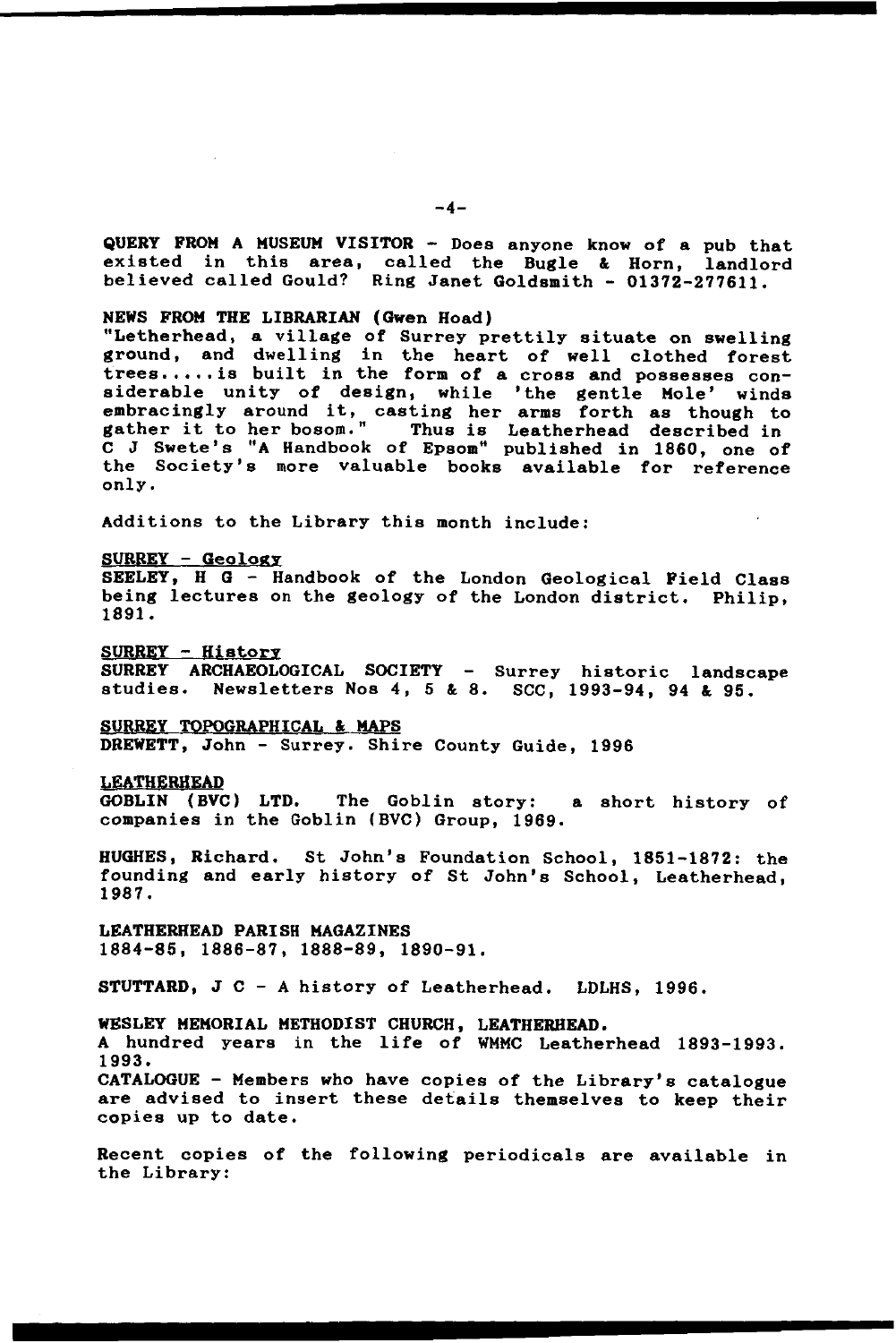**QUERY FROM A MUSEUM VISITOR** - Does anyone know of a pub that existed in this area, called the Bugle & Horn, landlord believed called Gould? Ring Janet Goldsmith - 01372-277611.

**NEWS FROM THE LIBRARIAN (Gwen Hoad)**

"Letherhead, a village of Surrey prettily situate on swelling ground, and dwelling in the heart of well clothed forest trees.....is built in the form of a cross and possesses considerable unity of design, while 'the gentle Mole' winds embracingly around it, casting her arms forth as though to gather it to her bosom." Thus is Leatherhead described in C J Swete's "A Handbook of Epsom" published in 1860, one of the Society's more valuable books available for reference only.

Additions to the Library this month include:

<u>SURREY - Geology</u>

SEELEY, H G - Handbook of the London Geological Field Class being lectures on the geology of the London district. Philip, 1891.

<u>SURREY - History</u>

SURREY ARCHAEOLOGICAL SOCIETY - Surrey historic landscape studies. Newsletters Nos 4, 5 & 8. SCC, 1993-94, 94 & 95.

<u>SURREY TOPOGRAPHICAL & MAPS</u>

DREWETT, John - Surrey. Shire County Guide, 1996

<u>LEATHERHEAD</u>

GOBLIN (BVC) LTD. The Goblin story: a short history of companies in the Goblin (BVC) Group, 1969.

HUGHES, Richard. St John's Foundation School, 1851-1872: the founding and early history of St John's School, Leatherhead, 1987.

LEATHERHEAD PARISH MAGAZINES
1884-85, 1886-87, 1888-89, 1890-91.

STUTTARD, J C - A history of Leatherhead. LDLHS, 1996.

WESLEY MEMORIAL METHODIST CHURCH, LEATHERHEAD.
A hundred years in the life of WMMC Leatherhead 1893-1993. 1993.

CATALOGUE - Members who have copies of the Library's catalogue are advised to insert these details themselves to keep their copies up to date.

Recent copies of the following periodicals are available in the Library: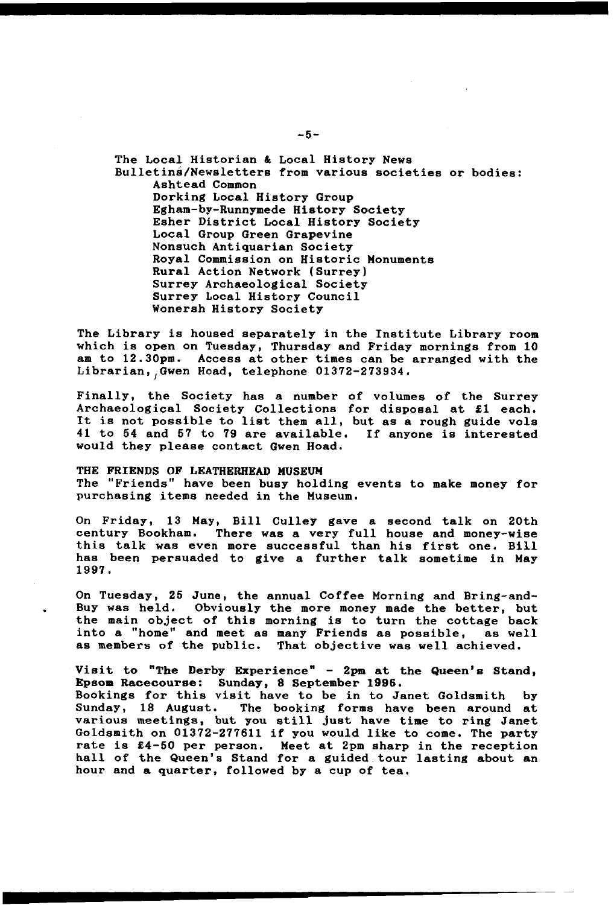The Local Historian & Local History News
Bulletins/Newsletters from various societies or bodies:

- Ashtead Common
- Dorking Local History Group
- Egham-by-Runnymede History Society
- Esher District Local History Society
- Local Group Green Grapevine
- Nonsuch Antiquarian Society
- Royal Commission on Historic Monuments
- Rural Action Network (Surrey)
- Surrey Archaeological Society
- Surrey Local History Council
- Wonersh History Society

The Library is housed separately in the Institute Library room which is open on Tuesday, Thursday and Friday mornings from 10 am to 12.30pm. Access at other times can be arranged with the Librarian, Gwen Hoad, telephone 01372-273934.

Finally, the Society has a number of volumes of the Surrey Archaeological Society Collections for disposal at £1 each. It is not possible to list them all, but as a rough guide vols 41 to 54 and 57 to 79 are available. If anyone is interested would they please contact Gwen Hoad.

**THE FRIENDS OF LEATHERHEAD MUSEUM**

The "Friends" have been busy holding events to make money for purchasing items needed in the Museum.

On Friday, 13 May, Bill Culley gave a second talk on 20th century Bookham. There was a very full house and money-wise this talk was even more successful than his first one. Bill has been persuaded to give a further talk sometime in May 1997.

On Tuesday, 25 June, the annual Coffee Morning and Bring-and-Buy was held. Obviously the more money made the better, but the main object of this morning is to turn the cottage back into a "home" and meet as many Friends as possible, as well as members of the public. That objective was well achieved.

**Visit to "The Derby Experience" - 2pm at the Queen's Stand, Epsom Racecourse: Sunday, 8 September 1996.**

Bookings for this visit have to be in to Janet Goldsmith by Sunday, 18 August. The booking forms have been around at various meetings, but you still just have time to ring Janet Goldsmith on 01372-277611 if you would like to come. The party rate is £4-50 per person. Meet at 2pm sharp in the reception hall of the Queen's Stand for a guided tour lasting about an hour and a quarter, followed by a cup of tea.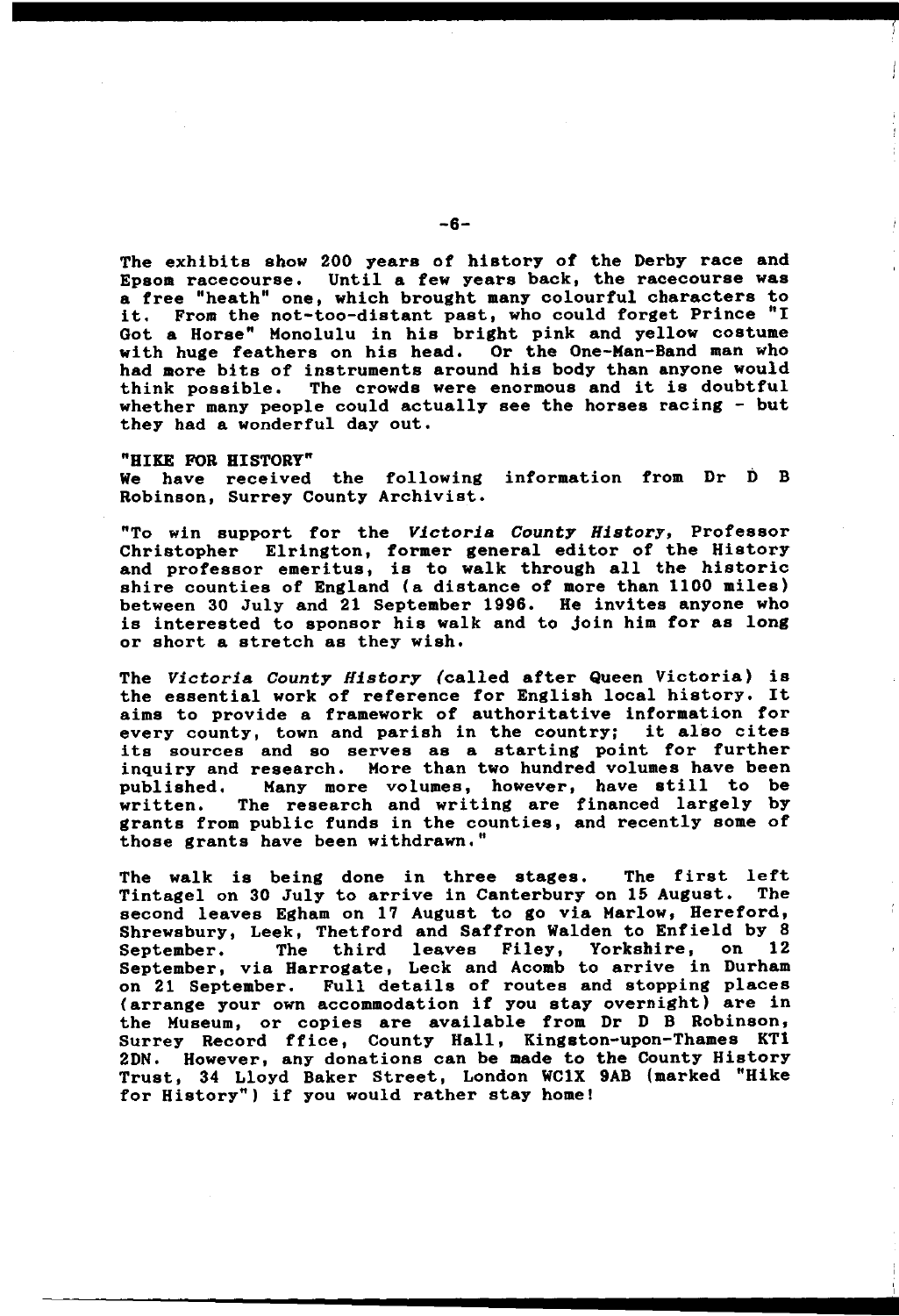The exhibits show 200 years of history of the Derby race and Epsom racecourse. Until a few years back, the racecourse was a free "heath" one, which brought many colourful characters to it. From the not-too-distant past, who could forget Prince "I Got a Horse" Monolulu in his bright pink and yellow costume with huge feathers on his head. Or the One-Man-Band man who had more bits of instruments around his body than anyone would think possible. The crowds were enormous and it is doubtful whether many people could actually see the horses racing - but they had a wonderful day out.

**"HIKE FOR HISTORY"**

We have received the following information from Dr D B Robinson, Surrey County Archivist.

"To win support for the *Victoria County History*, Professor Christopher Elrington, former general editor of the History and professor emeritus, is to walk through all the historic shire counties of England (a distance of more than 1100 miles) between 30 July and 21 September 1996. He invites anyone who is interested to sponsor his walk and to join him for as long or short a stretch as they wish.

The *Victoria County History* (called after Queen Victoria) is the essential work of reference for English local history. It aims to provide a framework of authoritative information for every county, town and parish in the country; it also cites its sources and so serves as a starting point for further inquiry and research. More than two hundred volumes have been published. Many more volumes, however, have still to be written. The research and writing are financed largely by grants from public funds in the counties, and recently some of those grants have been withdrawn."

The walk is being done in three stages. The first left Tintagel on 30 July to arrive in Canterbury on 15 August. The second leaves Egham on 17 August to go via Marlow, Hereford, Shrewsbury, Leek, Thetford and Saffron Walden to Enfield by 8 September. The third leaves Filey, Yorkshire, on 12 September, via Harrogate, Leck and Acomb to arrive in Durham on 21 September. Full details of routes and stopping places (arrange your own accommodation if you stay overnight) are in the Museum, or copies are available from Dr D B Robinson, Surrey Record ffice, County Hall, Kingston-upon-Thames KT1 2DN. However, any donations can be made to the County History Trust, 34 Lloyd Baker Street, London WC1X 9AB (marked "Hike for History") if you would rather stay home!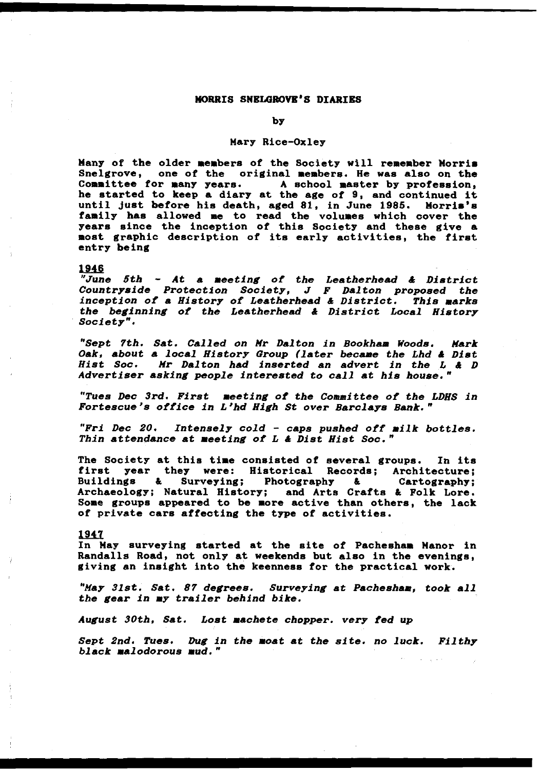## MORRIS SNELGROVE'S DIARIES

by

Mary Rice-Oxley

Many of the older members of the Society will remember Morris Snelgrove, one of the original members. He was also on the Committee for many years. A school master by profession, he started to keep a diary at the age of 9, and continued it until just before his death, aged 81, in June 1985. Morris's family has allowed me to read the volumes which cover the years since the inception of this Society and these give a most graphic description of its early activities, the first entry being

### 1946

*"June 5th - At a meeting of the Leatherhead & District Countryside Protection Society, J F Dalton proposed the inception of a History of Leatherhead & District. This marks the beginning of the Leatherhead & District Local History Society".*

*"Sept 7th. Sat. Called on Mr Dalton in Bookham Woods. Mark Oak, about a local History Group (later became the Lhd & Dist Hist Soc. Mr Dalton had inserted an advert in the L & D Advertiser asking people interested to call at his house."*

*"Tues Dec 3rd. First meeting of the Committee of the LDHS in Fortescue's office in L'hd High St over Barclays Bank."*

*"Fri Dec 20. Intensely cold - caps pushed off milk bottles. Thin attendance at meeting of L & Dist Hist Soc."*

The Society at this time consisted of several groups. In its first year they were: Historical Records; Architecture; Buildings & Surveying; Photography & Cartography; Archaeology; Natural History; and Arts Crafts & Folk Lore. Some groups appeared to be more active than others, the lack of private cars affecting the type of activities.

### 1947

In May surveying started at the site of Pachesham Manor in Randalls Road, not only at weekends but also in the evenings, giving an insight into the keenness for the practical work.

*"May 31st. Sat. 87 degrees. Surveying at Pachesham, took all the gear in my trailer behind bike.*

*August 30th, Sat. Lost machete chopper. very fed up*

*Sept 2nd. Tues. Dug in the moat at the site. no luck. Filthy black malodorous mud."*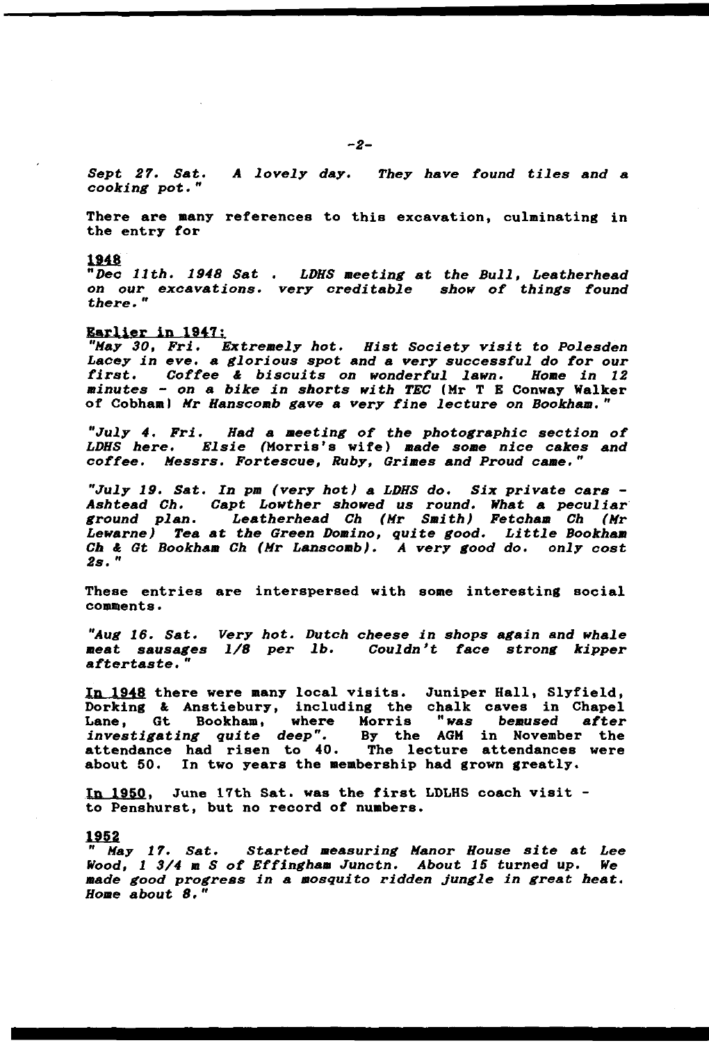*Sept 27. Sat. A lovely day. They have found tiles and a cooking pot."*

There are many references to this excavation, culminating in the entry for

**1948**

*"Dec 11th. 1948 Sat . LDHS meeting at the Bull, Leatherhead on our excavations. very creditable show of things found there."*

**Earlier in 1947:**

*"May 30, Fri. Extremely hot. Hist Society visit to Polesden Lacey in eve. a glorious spot and a very successful do for our first. Coffee & biscuits on wonderful lawn. Home in 12 minutes - on a bike in shorts with TEC* (Mr T E Conway Walker of Cobham) *Mr Hanscomb gave a very fine lecture on Bookham."*

*"July 4. Fri. Had a meeting of the photographic section of LDHS here. Elsie* (Morris's wife) *made some nice cakes and coffee. Messrs. Fortescue, Ruby, Grimes and Proud came."*

*"July 19. Sat. In pm (very hot) a LDHS do. Six private cars - Ashtead Ch. Capt Lowther showed us round. What a peculiar ground plan. Leatherhead Ch (Mr Smith) Fetcham Ch (Mr Lewarne) Tea at the Green Domino, quite good. Little Bookham Ch & Gt Bookham Ch (Mr Lanscomb). A very good do. only cost 2s."*

These entries are interspersed with some interesting social comments.

*"Aug 16. Sat. Very hot. Dutch cheese in shops again and whale meat sausages 1/8 per lb. Couldn't face strong kipper aftertaste."*

**In 1948** there were many local visits. Juniper Hall, Slyfield, Dorking & Anstiebury, including the chalk caves in Chapel Lane, Gt Bookham, where Morris *"was bemused after investigating quite deep"*. By the AGM in November the attendance had risen to 40. The lecture attendances were about 50. In two years the membership had grown greatly.

**In 1950**, June 17th Sat. was the first LDLHS coach visit - to Penshurst, but no record of numbers.

**1952**

*" May 17. Sat. Started measuring Manor House site at Lee Wood, 1 3/4 m S of Effingham Junctn. About 15 turned up. We made good progress in a mosquito ridden jungle in great heat. Home about 8."*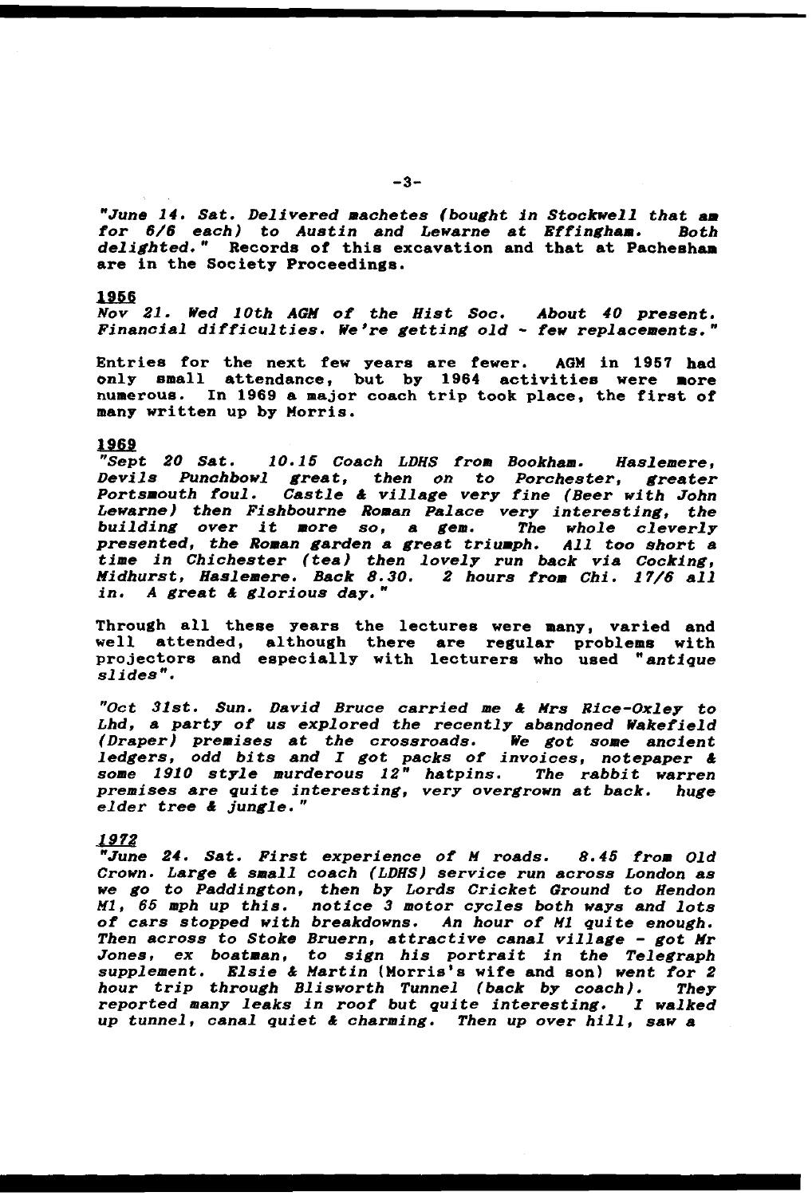*"June 14. Sat. Delivered machetes (bought in Stockwell that am for 6/6 each) to Austin and Lewarne at Effingham. Both delighted."* Records of this excavation and that at Pachesham are in the Society Proceedings.

**1956**

*Nov 21. Wed 10th AGM of the Hist Soc. About 40 present. Financial difficulties. We're getting old - few replacements."*

Entries for the next few years are fewer. AGM in 1957 had only small attendance, but by 1964 activities were more numerous. In 1969 a major coach trip took place, the first of many written up by Morris.

**1969**

*"Sept 20 Sat. 10.15 Coach LDHS from Bookham. Haslemere, Devils Punchbowl great, then on to Porchester, greater Portsmouth foul. Castle & village very fine (Beer with John Lewarne) then Fishbourne Roman Palace very interesting, the building over it more so, a gem. The whole cleverly presented, the Roman garden a great triumph. All too short a time in Chichester (tea) then lovely run back via Cocking, Midhurst, Haslemere. Back 8.30. 2 hours from Chi. 17/6 all in. A great & glorious day."*

Through all these years the lectures were many, varied and well attended, although there are regular problems with projectors and especially with lecturers who used "*antique slides*".

*"Oct 31st. Sun. David Bruce carried me & Mrs Rice-Oxley to Lhd, a party of us explored the recently abandoned Wakefield (Draper) premises at the crossroads. We got some ancient ledgers, odd bits and I got packs of invoices, notepaper & some 1910 style murderous 12" hatpins. The rabbit warren premises are quite interesting, very overgrown at back. huge elder tree & jungle."*

***1972***

*"June 24. Sat. First experience of M roads. 8.45 from Old Crown. Large & small coach (LDHS) service run across London as we go to Paddington, then by Lords Cricket Ground to Hendon M1, 65 mph up this. notice 3 motor cycles both ways and lots of cars stopped with breakdowns. An hour of M1 quite enough. Then across to Stoke Bruern, attractive canal village - got Mr Jones, ex boatman, to sign his portrait in the Telegraph supplement. Elsie & Martin* (Morris's wife and son) *went for 2 hour trip through Blisworth Tunnel (back by coach). They reported many leaks in roof but quite interesting. I walked up tunnel, canal quiet & charming. Then up over hill, saw a*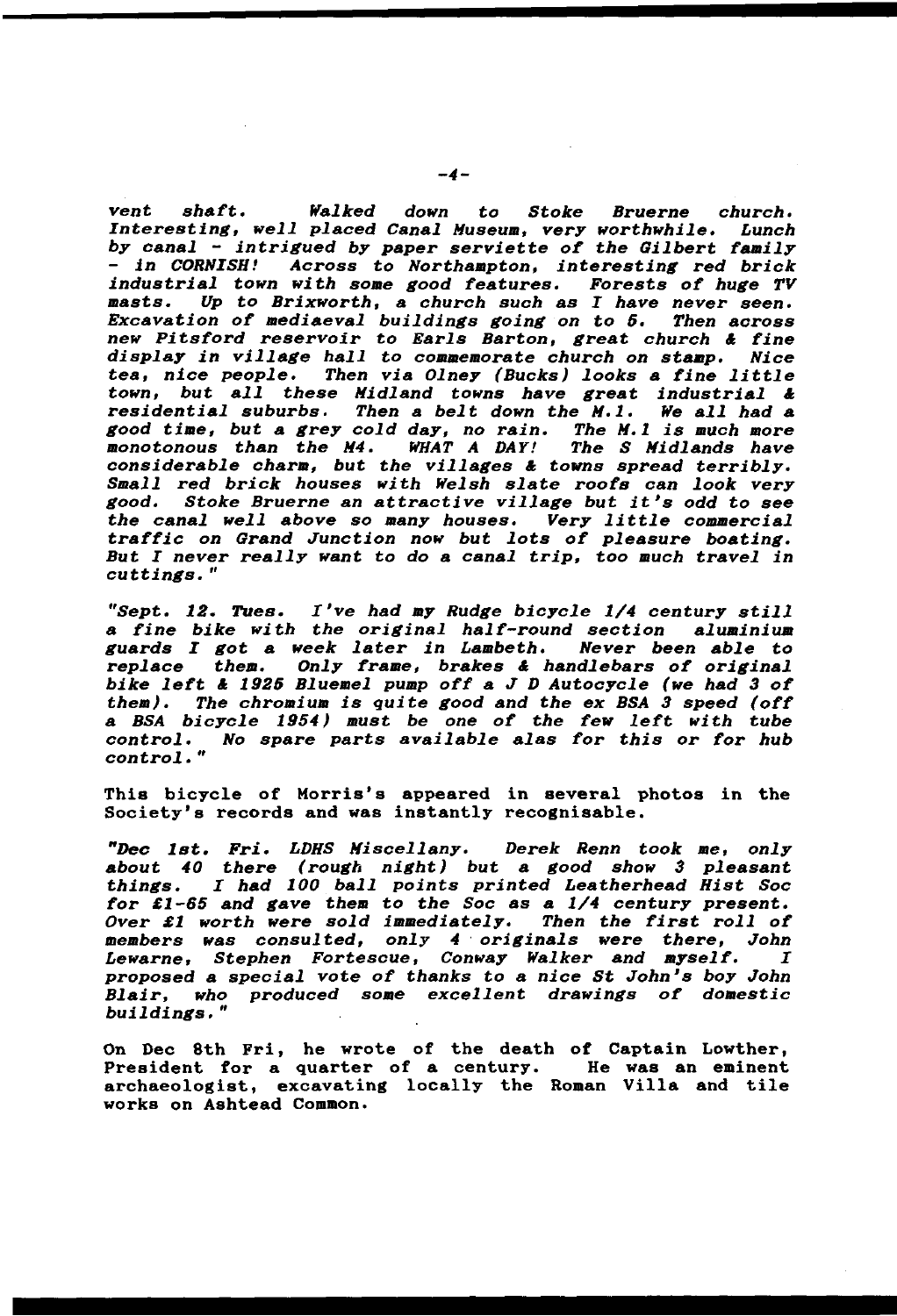*vent shaft. Walked down to Stoke Bruerne church. Interesting, well placed Canal Museum, very worthwhile. Lunch by canal - intrigued by paper serviette of the Gilbert family - in CORNISH! Across to Northampton, interesting red brick industrial town with some good features. Forests of huge TV masts. Up to Brixworth, a church such as I have never seen. Excavation of mediaeval buildings going on to 5. Then across new Pitsford reservoir to Earls Barton, great church & fine display in village hall to commemorate church on stamp. Nice tea, nice people. Then via Olney (Bucks) looks a fine little town, but all these Midland towns have great industrial & residential suburbs. Then a belt down the M.1. We all had a good time, but a grey cold day, no rain. The M.1 is much more monotonous than the M4. WHAT A DAY! The S Midlands have considerable charm, but the villages & towns spread terribly. Small red brick houses with Welsh slate roofs can look very good. Stoke Bruerne an attractive village but it's odd to see the canal well above so many houses. Very little commercial traffic on Grand Junction now but lots of pleasure boating. But I never really want to do a canal trip, too much travel in cuttings."*

*"Sept. 12. Tues. I've had my Rudge bicycle 1/4 century still a fine bike with the original half-round section aluminium guards I got a week later in Lambeth. Never been able to replace them. Only frame, brakes & handlebars of original bike left & 1925 Bluemel pump off a J D Autocycle (we had 3 of them). The chromium is quite good and the ex BSA 3 speed (off a BSA bicycle 1954) must be one of the few left with tube control. No spare parts available alas for this or for hub control."*

This bicycle of Morris's appeared in several photos in the Society's records and was instantly recognisable.

*"Dec 1st. Fri. LDHS Miscellany. Derek Renn took me, only about 40 there (rough night) but a good show 3 pleasant things. I had 100 ball points printed Leatherhead Hist Soc for £1-65 and gave them to the Soc as a 1/4 century present. Over £1 worth were sold immediately. Then the first roll of members was consulted, only 4 originals were there, John Lewarne, Stephen Fortescue, Conway Walker and myself. I proposed a special vote of thanks to a nice St John's boy John Blair, who produced some excellent drawings of domestic buildings."*

On Dec 8th Fri, he wrote of the death of Captain Lowther, President for a quarter of a century. He was an eminent archaeologist, excavating locally the Roman Villa and tile works on Ashtead Common.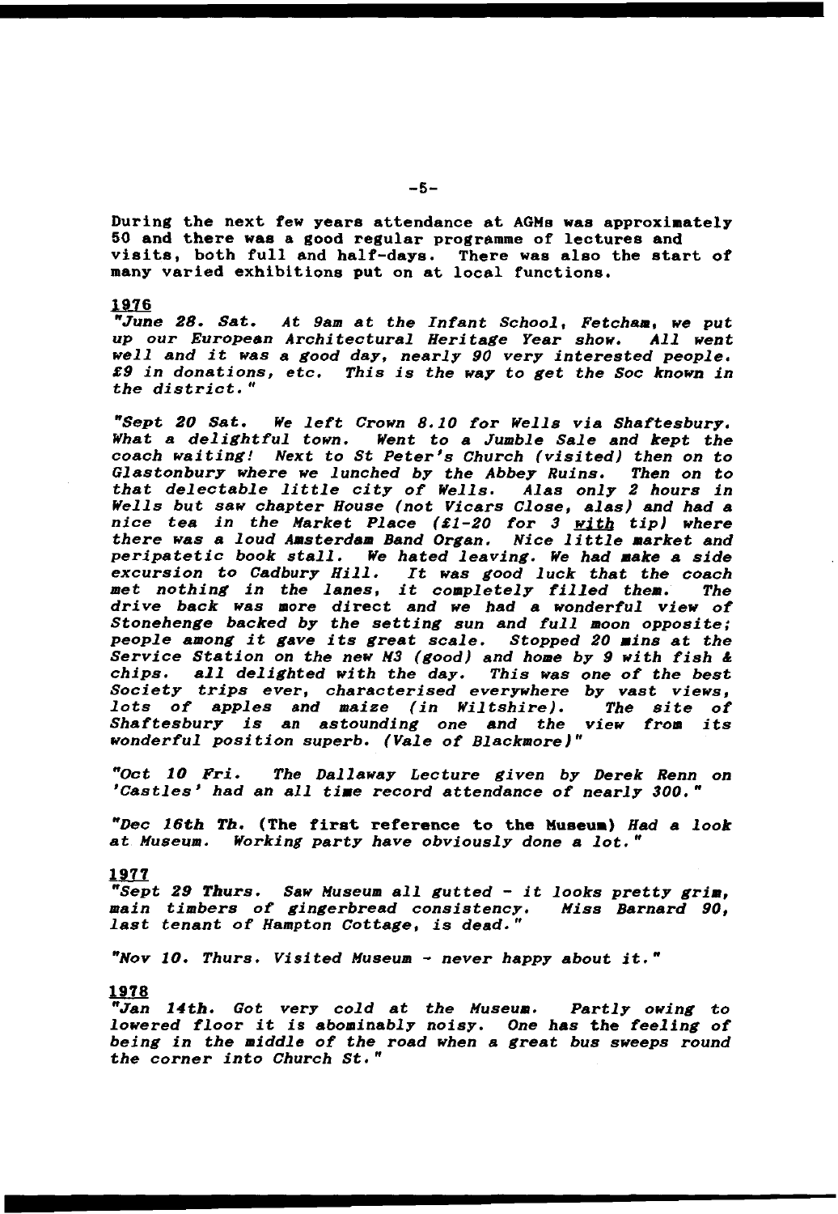During the next few years attendance at AGMs was approximately 50 and there was a good regular programme of lectures and visits, both full and half-days. There was also the start of many varied exhibitions put on at local functions.

**1976**

*"June 28. Sat. At 9am at the Infant School, Fetcham, we put up our European Architectural Heritage Year show. All went well and it was a good day, nearly 90 very interested people. £9 in donations, etc. This is the way to get the Soc known in the district."*

*"Sept 20 Sat. We left Crown 8.10 for Wells via Shaftesbury. What a delightful town. Went to a Jumble Sale and kept the coach waiting! Next to St Peter's Church (visited) then on to Glastonbury where we lunched by the Abbey Ruins. Then on to that delectable little city of Wells. Alas only 2 hours in Wells but saw chapter House (not Vicars Close, alas) and had a nice tea in the Market Place (£1-20 for 3 with tip) where there was a loud Amsterdam Band Organ. Nice little market and peripatetic book stall. We hated leaving. We had make a side excursion to Cadbury Hill. It was good luck that the coach met nothing in the lanes, it completely filled them. The drive back was more direct and we had a wonderful view of Stonehenge backed by the setting sun and full moon opposite; people among it gave its great scale. Stopped 20 mins at the Service Station on the new M3 (good) and home by 9 with fish & chips. all delighted with the day. This was one of the best Society trips ever, characterised everywhere by vast views, lots of apples and maize (in Wiltshire). The site of Shaftesbury is an astounding one and the view from its wonderful position superb. (Vale of Blackmore)"*

*"Oct 10 Fri. The Dallaway Lecture given by Derek Renn on 'Castles' had an all time record attendance of nearly 300."*

*"Dec 16th Th.* **(The first reference to the Museum)** *Had a look at Museum. Working party have obviously done a lot."*

**1977**

*"Sept 29 Thurs. Saw Museum all gutted - it looks pretty grim, main timbers of gingerbread consistency. Miss Barnard 90, last tenant of Hampton Cottage, is dead."*

*"Nov 10. Thurs. Visited Museum - never happy about it."*

**1978**

*"Jan 14th. Got very cold at the Museum. Partly owing to lowered floor it is abominably noisy. One has the feeling of being in the middle of the road when a great bus sweeps round the corner into Church St."*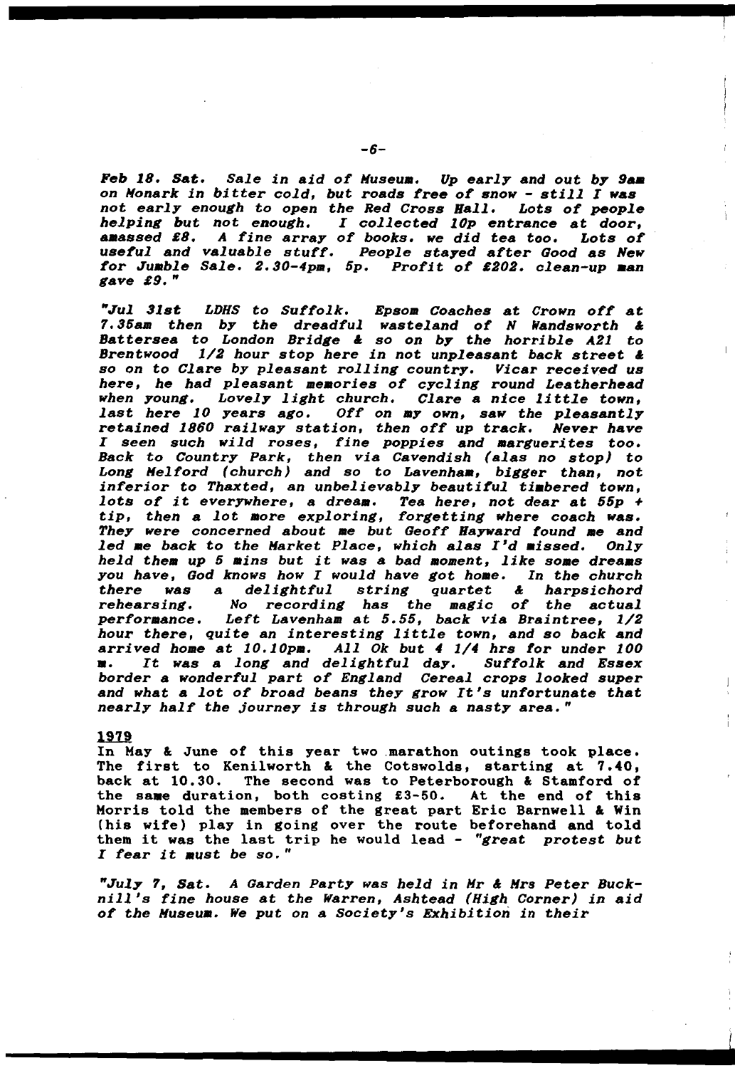*Feb 18. Sat. Sale in aid of Museum. Up early and out by 9am on Monark in bitter cold, but roads free of snow - still I was not early enough to open the Red Cross Hall. Lots of people helping but not enough. I collected 10p entrance at door, amassed £8. A fine array of books. we did tea too. Lots of useful and valuable stuff. People stayed after Good as New for Jumble Sale. 2.30-4pm, 5p. Profit of £202. clean-up man gave £9."*

*"Jul 31st LDHS to Suffolk. Epsom Coaches at Crown off at 7.35am then by the dreadful wasteland of N Wandsworth & Battersea to London Bridge & so on by the horrible A21 to Brentwood 1/2 hour stop here in not unpleasant back street & so on to Clare by pleasant rolling country. Vicar received us here, he had pleasant memories of cycling round Leatherhead when young. Lovely light church. Clare a nice little town, last here 10 years ago. Off on my own, saw the pleasantly retained 1860 railway station, then off up track. Never have I seen such wild roses, fine poppies and marguerites too. Back to Country Park, then via Cavendish (alas no stop) to Long Melford (church) and so to Lavenham, bigger than, not inferior to Thaxted, an unbelievably beautiful timbered town, lots of it everywhere, a dream. Tea here, not dear at 55p + tip, then a lot more exploring, forgetting where coach was. They were concerned about me but Geoff Hayward found me and led me back to the Market Place, which alas I'd missed. Only held them up 5 mins but it was a bad moment, like some dreams you have, God knows how I would have got home. In the church there was a delightful string quartet & harpsichord rehearsing. No recording has the magic of the actual performance. Left Lavenham at 5.55, back via Braintree, 1/2 hour there, quite an interesting little town, and so back and arrived home at 10.10pm. All Ok but 4 1/4 hrs for under 100 m. It was a long and delightful day. Suffolk and Essex border a wonderful part of England Cereal crops looked super and what a lot of broad beans they grow It's unfortunate that nearly half the journey is through such a nasty area."*

**1979**

In May & June of this year two marathon outings took place. The first to Kenilworth & the Cotswolds, starting at 7.40, back at 10.30. The second was to Peterborough & Stamford of the same duration, both costing £3-50. At the end of this Morris told the members of the great part Eric Barnwell & Win (his wife) play in going over the route beforehand and told them it was the last trip he would lead - *"great protest but I fear it must be so."*

*"July 7, Sat. A Garden Party was held in Mr & Mrs Peter Bucknill's fine house at the Warren, Ashtead (High Corner) in aid of the Museum. We put on a Society's Exhibition in their*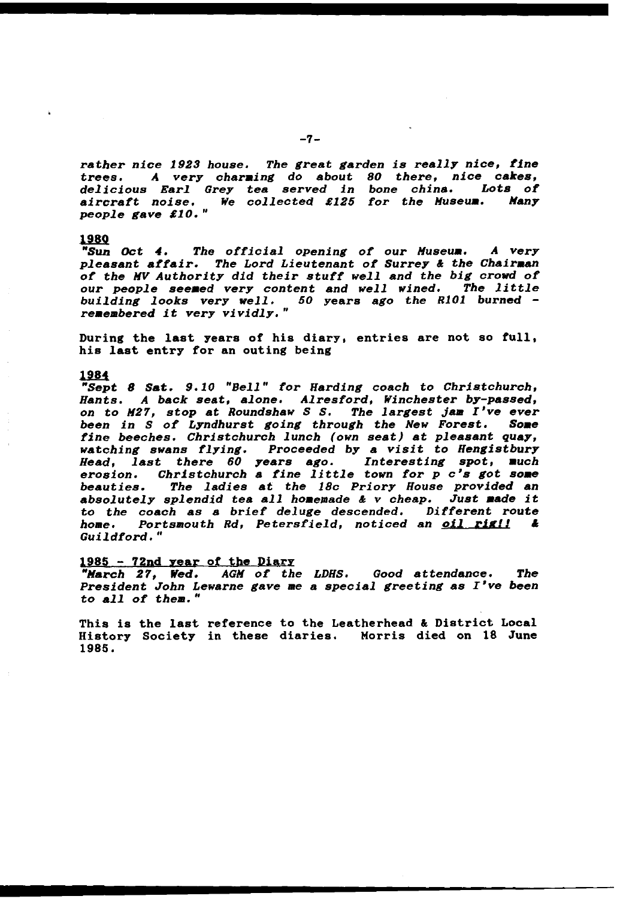*rather nice 1923 house. The great garden is really nice, fine trees. A very charming do about 80 there, nice cakes, delicious Earl Grey tea served in bone china. Lots of aircraft noise. We collected £125 for the Museum. Many people gave £10."*

**1980**

*"Sun Oct 4. The official opening of our Museum. A very pleasant affair. The Lord Lieutenant of Surrey & the Chairman of the MV Authority did their stuff well and the big crowd of our people seemed very content and well wined. The little building looks very well. 50 years ago the R101 burned - remembered it very vividly."*

During the last years of his diary, entries are not so full, his last entry for an outing being

**1984**

*"Sept 8 Sat. 9.10 "Bell" for Harding coach to Christchurch, Hants. A back seat, alone. Alresford, Winchester by-passed, on to M27, stop at Roundshaw S S. The largest jam I've ever been in S of Lyndhurst going through the New Forest. Some fine beeches. Christchurch lunch (own seat) at pleasant quay, watching swans flying. Proceeded by a visit to Hengistbury Head, last there 60 years ago. Interesting spot, much erosion. Christchurch a fine little town for p c's got some beauties. The ladies at the 18c Priory House provided an absolutely splendid tea all homemade & v cheap. Just made it to the coach as a brief deluge descended. Different route home. Portsmouth Rd, Petersfield, noticed an **oil rig!!** & Guildford."*

**1985 - 72nd year of the Diary**

*"March 27, Wed. AGM of the LDHS. Good attendance. The President John Lewarne gave me a special greeting as I've been to all of them."*

This is the last reference to the Leatherhead & District Local History Society in these diaries. Morris died on 18 June 1985.